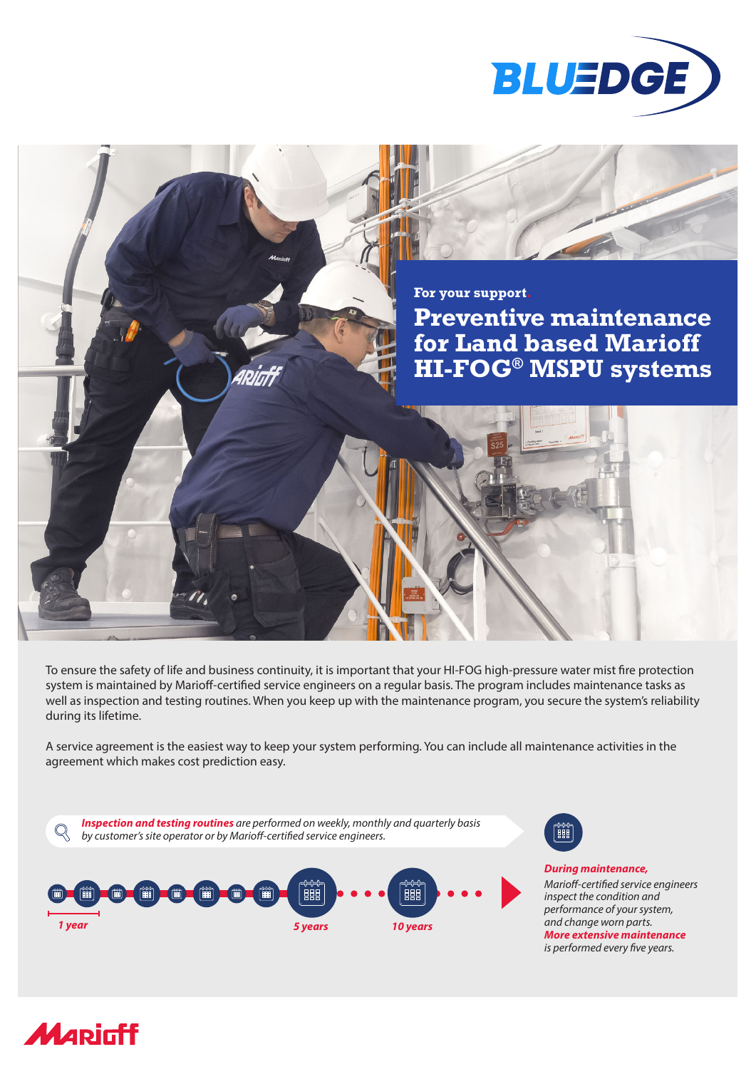BLUEDGE

For your support.

# Preventive maintenance for Land based Marioff HI-FOG® MSPU systems

To ensure the safety of life and business continuity, it is important that your HI-FOG high-pressure water mist fire protection system is maintained by Marioff-certified service engineers on a regular basis. The program includes maintenance tasks as well as inspection and testing routines. When you keep up with the maintenance program, you secure the system's reliability during its lifetime.

A service agreement is the easiest way to keep your system performing. You can include all maintenance activities in the agreement which makes cost prediction easy.

***Inspection and testing routines*** *are performed on weekly, monthly and quarterly basis by customer's site operator or by Marioff-certified service engineers.*

*1 year*

*5 years*

*10 years*

***During maintenance,*** *Marioff-certified service engineers inspect the condition and performance of your system, and change worn parts.* ***More extensive maintenance*** *is performed every five years.*

Marioff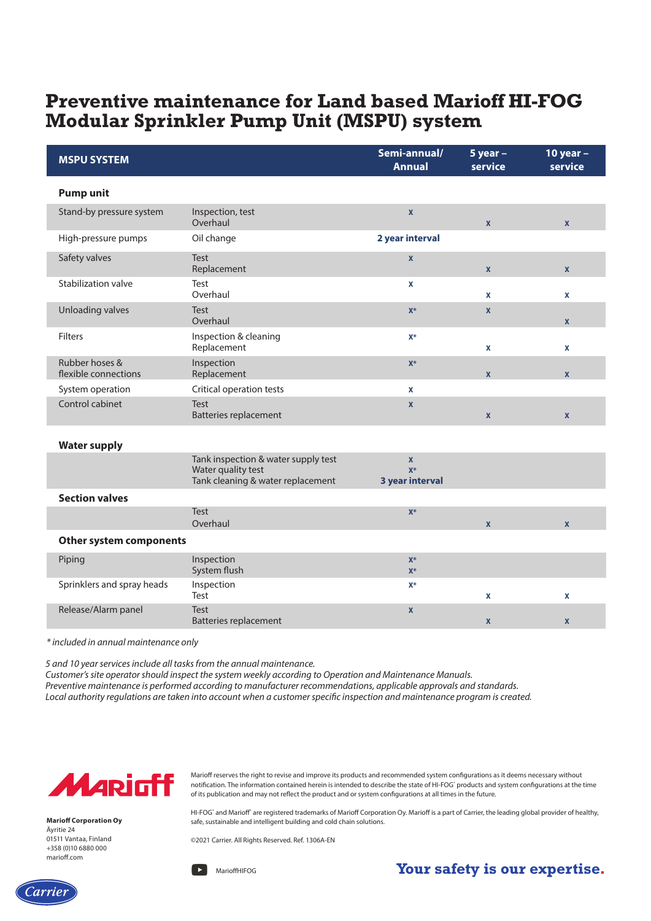# Preventive maintenance for Land based Marioff HI-FOG Modular Sprinkler Pump Unit (MSPU) system

| MSPU SYSTEM | | Semi-annual/ Annual | 5 year – service | 10 year – service |
|---|---|---|---|---|
| **Pump unit** | | | | |
| Stand-by pressure system | Inspection, test | x | | |
| | Overhaul | | x | x |
| High-pressure pumps | Oil change | 2 year interval | | |
| Safety valves | Test | x | | |
| | Replacement | | x | x |
| Stabilization valve | Test | x | | |
| | Overhaul | | x | x |
| Unloading valves | Test | x* | x | |
| | Overhaul | | | x |
| Filters | Inspection & cleaning | x* | | |
| | Replacement | | x | x |
| Rubber hoses & flexible connections | Inspection | x* | | |
| | Replacement | | x | x |
| System operation | Critical operation tests | x | | |
| Control cabinet | Test | x | | |
| | Batteries replacement | | x | x |
| **Water supply** | | | | |
| | Tank inspection & water supply test | x | | |
| | Water quality test | x* | | |
| | Tank cleaning & water replacement | 3 year interval | | |
| **Section valves** | | | | |
| | Test | x* | | |
| | Overhaul | | x | x |
| **Other system components** | | | | |
| Piping | Inspection | x* | | |
| | System flush | x* | | |
| Sprinklers and spray heads | Inspection | x* | | |
| | Test | | x | x |
| Release/Alarm panel | Test | x | | |
| | Batteries replacement | | x | x |

*\* included in annual maintenance only*

*5 and 10 year services include all tasks from the annual maintenance.*
*Customer's site operator should inspect the system weekly according to Operation and Maintenance Manuals.*
*Preventive maintenance is performed according to manufacturer recommendations, applicable approvals and standards.*
*Local authority regulations are taken into account when a customer specific inspection and maintenance program is created.*

Marioff reserves the right to revise and improve its products and recommended system configurations as it deems necessary without notification. The information contained herein is intended to describe the state of HI-FOG® products and system configurations at the time of its publication and may not reflect the product and or system configurations at all times in the future.

HI-FOG® and Marioff® are registered trademarks of Marioff Corporation Oy. Marioff is a part of Carrier, the leading global provider of healthy, safe, sustainable and intelligent building and cold chain solutions.

©2021 Carrier. All Rights Reserved. Ref. 1306A-EN

**Marioff Corporation Oy**
Äyritie 24
01511 Vantaa, Finland
+358 (0)10 6880 000
marioff.com

MarioffHIFOG

**Your safety is our expertise.**